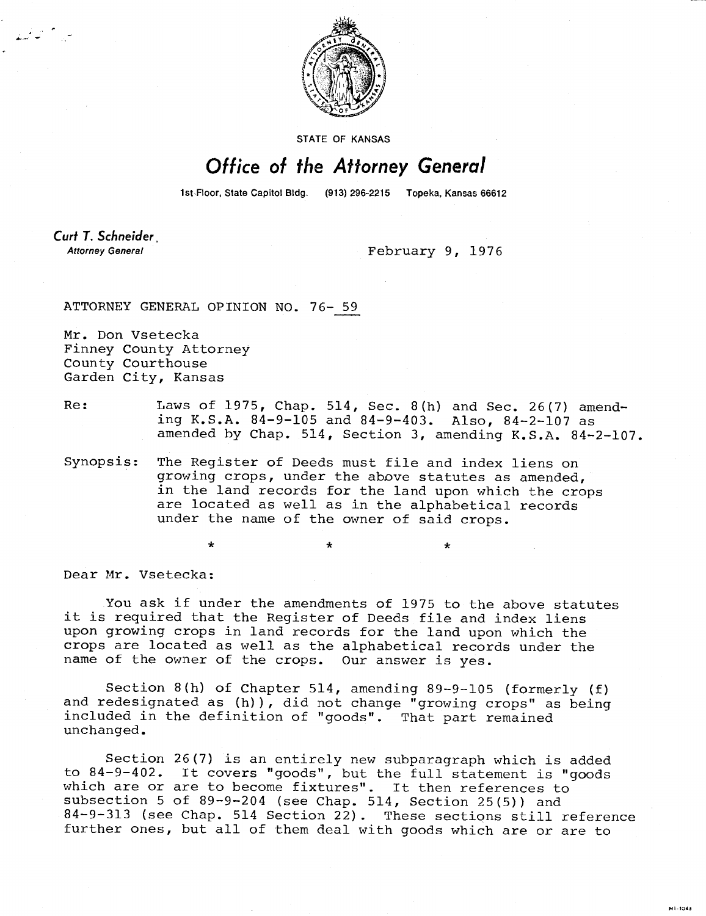STATE OF KANSAS

# Office of the Attorney General

1st Floor, State Capitol Bldg. (913) 296-2215 Topeka, Kansas 66612

**Curt T. Schneider**, 
*Attorney General*

February 9, 1976

ATTORNEY GENERAL OPINION NO. 76- 59

Mr. Don Vsetecka
Finney County Attorney
County Courthouse
Garden City, Kansas

Re: Laws of 1975, Chap. 514, Sec. 8(h) and Sec. 26(7) amending K.S.A. 84-9-105 and 84-9-403. Also, 84-2-107 as amended by Chap. 514, Section 3, amending K.S.A. 84-2-107.

Synopsis: The Register of Deeds must file and index liens on growing crops, under the above statutes as amended, in the land records for the land upon which the crops are located as well as in the alphabetical records under the name of the owner of said crops.

\* \* \*

Dear Mr. Vsetecka:

You ask if under the amendments of 1975 to the above statutes it is required that the Register of Deeds file and index liens upon growing crops in land records for the land upon which the crops are located as well as the alphabetical records under the name of the owner of the crops. Our answer is yes.

Section 8(h) of Chapter 514, amending 89-9-105 (formerly (f) and redesignated as (h)), did not change "growing crops" as being included in the definition of "goods". That part remained unchanged.

Section 26(7) is an entirely new subparagraph which is added to 84-9-402. It covers "goods", but the full statement is "goods which are or are to become fixtures". It then references to subsection 5 of 89-9-204 (see Chap. 514, Section 25(5)) and 84-9-313 (see Chap. 514 Section 22). These sections still reference further ones, but all of them deal with goods which are or are to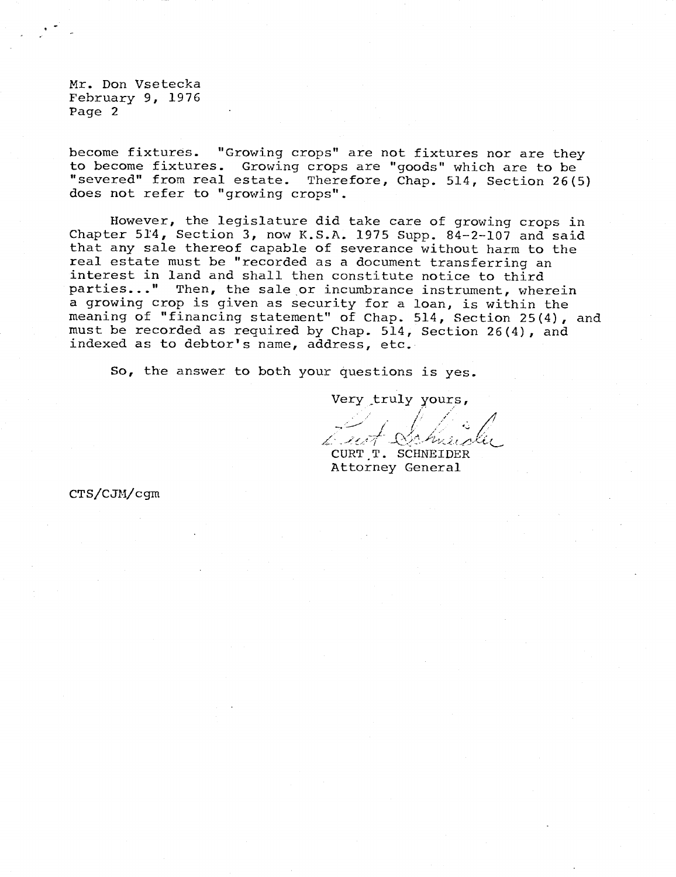Mr. Don Vsetecka
February 9, 1976
Page 2

become fixtures. "Growing crops" are not fixtures nor are they to become fixtures. Growing crops are "goods" which are to be "severed" from real estate. Therefore, Chap. 514, Section 26(5) does not refer to "growing crops".

However, the legislature did take care of growing crops in Chapter 514, Section 3, now K.S.A. 1975 Supp. 84-2-107 and said that any sale thereof capable of severance without harm to the real estate must be "recorded as a document transferring an interest in land and shall then constitute notice to third parties..." Then, the sale or incumbrance instrument, wherein a growing crop is given as security for a loan, is within the meaning of "financing statement" of Chap. 514, Section 25(4), and must be recorded as required by Chap. 514, Section 26(4), and indexed as to debtor's name, address, etc.

So, the answer to both your questions is yes.

Very truly yours,

CURT T. SCHNEIDER
Attorney General

CTS/CJM/cgm